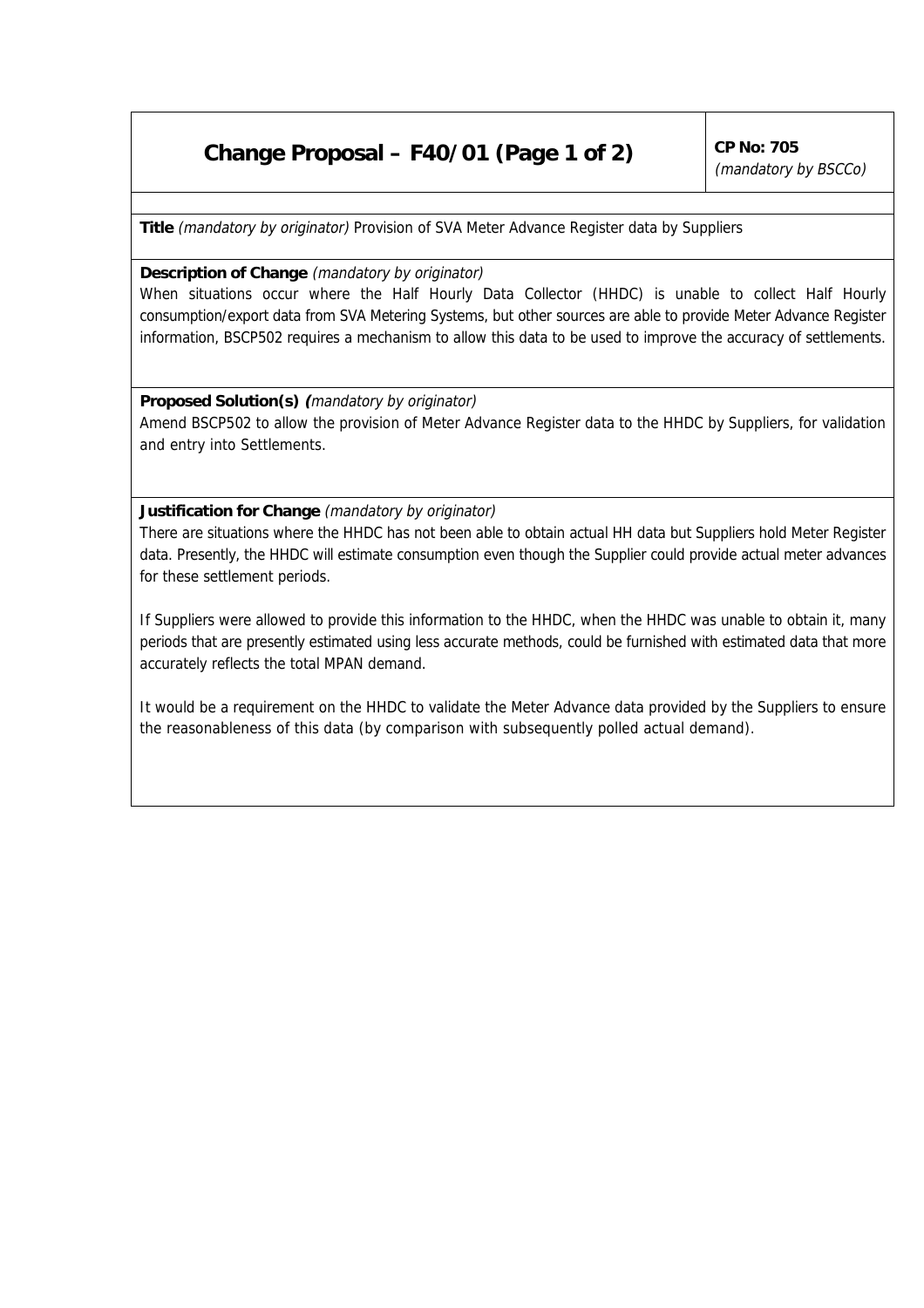# Change Proposal – F40/01 (Page 1 of 2)

**CP No: 705**
*(mandatory by BSCCo)*

**Title** *(mandatory by originator)* Provision of SVA Meter Advance Register data by Suppliers

**Description of Change** *(mandatory by originator)*
When situations occur where the Half Hourly Data Collector (HHDC) is unable to collect Half Hourly consumption/export data from SVA Metering Systems, but other sources are able to provide Meter Advance Register information, BSCP502 requires a mechanism to allow this data to be used to improve the accuracy of settlements.

**Proposed Solution(s)** *(mandatory by originator)*
Amend BSCP502 to allow the provision of Meter Advance Register data to the HHDC by Suppliers, for validation and entry into Settlements.

**Justification for Change** *(mandatory by originator)*
There are situations where the HHDC has not been able to obtain actual HH data but Suppliers hold Meter Register data. Presently, the HHDC will estimate consumption even though the Supplier could provide actual meter advances for these settlement periods.

If Suppliers were allowed to provide this information to the HHDC, when the HHDC was unable to obtain it, many periods that are presently estimated using less accurate methods, could be furnished with estimated data that more accurately reflects the total MPAN demand.

It would be a requirement on the HHDC to validate the Meter Advance data provided by the Suppliers to ensure the reasonableness of this data (by comparison with subsequently polled actual demand).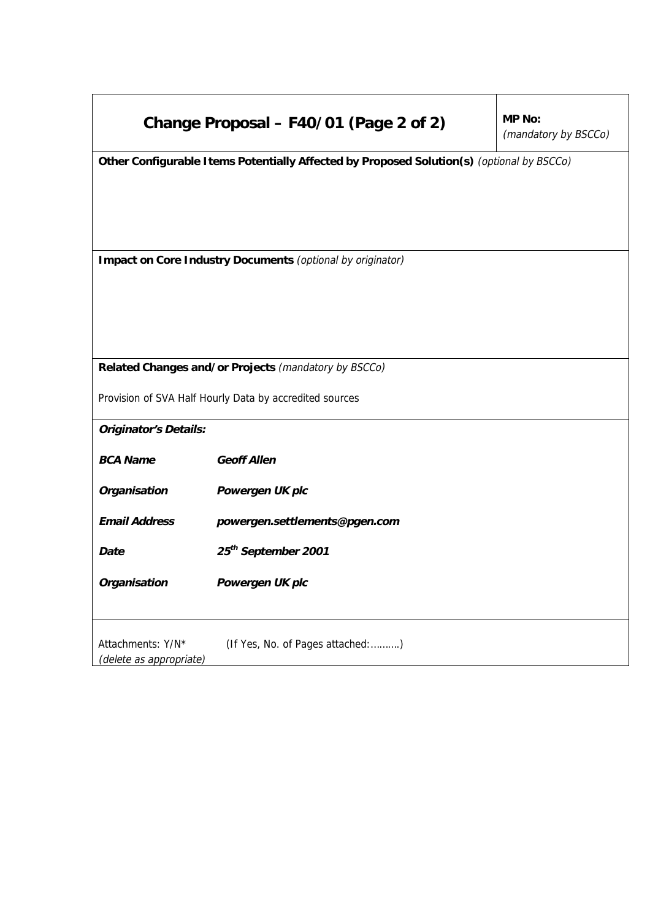| Change Proposal – F40/01 (Page 2 of 2) | **MP No:** *(mandatory by BSCCo)* |
|---|---|

**Other Configurable Items Potentially Affected by Proposed Solution(s)** *(optional by BSCCo)*

**Impact on Core Industry Documents** *(optional by originator)*

**Related Changes and/or Projects** *(mandatory by BSCCo)*

Provision of SVA Half Hourly Data by accredited sources

***Originator's Details:***

| | |
|---|---|
| ***BCA Name*** | ***Geoff Allen*** |
| ***Organisation*** | ***Powergen UK plc*** |
| ***Email Address*** | ***powergen.settlements@pgen.com*** |
| ***Date*** | ***25th September 2001*** |
| ***Organisation*** | ***Powergen UK plc*** |

Attachments: Y/N* (If Yes, No. of Pages attached:……….)
*(delete as appropriate)*